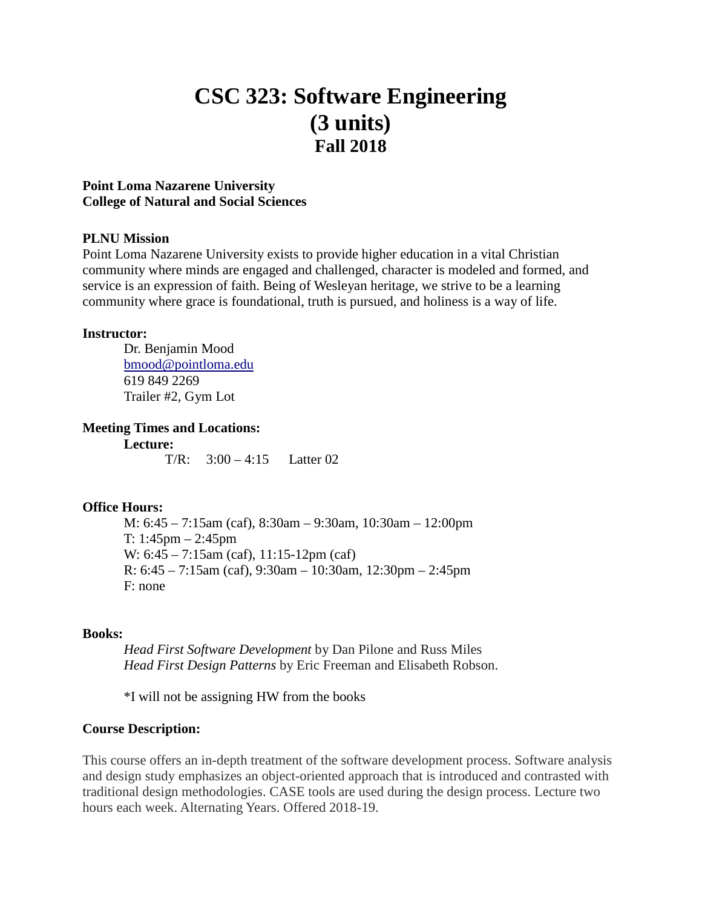# CSC 323: Software Engineering (3 units)

## Fall 2018

**Point Loma Nazarene University**
**College of Natural and Social Sciences**

**PLNU Mission**

Point Loma Nazarene University exists to provide higher education in a vital Christian community where minds are engaged and challenged, character is modeled and formed, and service is an expression of faith. Being of Wesleyan heritage, we strive to be a learning community where grace is foundational, truth is pursued, and holiness is a way of life.

**Instructor:**

Dr. Benjamin Mood
bmood@pointloma.edu
619 849 2269
Trailer #2, Gym Lot

**Meeting Times and Locations:**

**Lecture:**

T/R: 3:00 – 4:15 Latter 02

**Office Hours:**

M: 6:45 – 7:15am (caf), 8:30am – 9:30am, 10:30am – 12:00pm
T: 1:45pm – 2:45pm
W: 6:45 – 7:15am (caf), 11:15-12pm (caf)
R: 6:45 – 7:15am (caf), 9:30am – 10:30am, 12:30pm – 2:45pm
F: none

**Books:**

*Head First Software Development* by Dan Pilone and Russ Miles
*Head First Design Patterns* by Eric Freeman and Elisabeth Robson.

*I will not be assigning HW from the books

**Course Description:**

This course offers an in-depth treatment of the software development process. Software analysis and design study emphasizes an object-oriented approach that is introduced and contrasted with traditional design methodologies. CASE tools are used during the design process. Lecture two hours each week. Alternating Years. Offered 2018-19.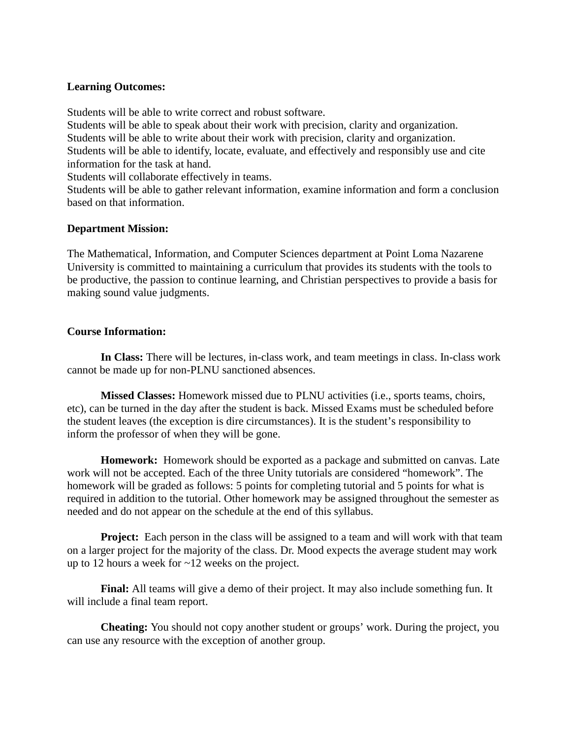**Learning Outcomes:**

Students will be able to write correct and robust software.
Students will be able to speak about their work with precision, clarity and organization.
Students will be able to write about their work with precision, clarity and organization.
Students will be able to identify, locate, evaluate, and effectively and responsibly use and cite information for the task at hand.
Students will collaborate effectively in teams.
Students will be able to gather relevant information, examine information and form a conclusion based on that information.

**Department Mission:**

The Mathematical, Information, and Computer Sciences department at Point Loma Nazarene University is committed to maintaining a curriculum that provides its students with the tools to be productive, the passion to continue learning, and Christian perspectives to provide a basis for making sound value judgments.

**Course Information:**

**In Class:** There will be lectures, in-class work, and team meetings in class. In-class work cannot be made up for non-PLNU sanctioned absences.

**Missed Classes:** Homework missed due to PLNU activities (i.e., sports teams, choirs, etc), can be turned in the day after the student is back. Missed Exams must be scheduled before the student leaves (the exception is dire circumstances). It is the student's responsibility to inform the professor of when they will be gone.

**Homework:** Homework should be exported as a package and submitted on canvas. Late work will not be accepted. Each of the three Unity tutorials are considered "homework". The homework will be graded as follows: 5 points for completing tutorial and 5 points for what is required in addition to the tutorial. Other homework may be assigned throughout the semester as needed and do not appear on the schedule at the end of this syllabus.

**Project:** Each person in the class will be assigned to a team and will work with that team on a larger project for the majority of the class. Dr. Mood expects the average student may work up to 12 hours a week for ~12 weeks on the project.

**Final:** All teams will give a demo of their project. It may also include something fun. It will include a final team report.

**Cheating:** You should not copy another student or groups' work. During the project, you can use any resource with the exception of another group.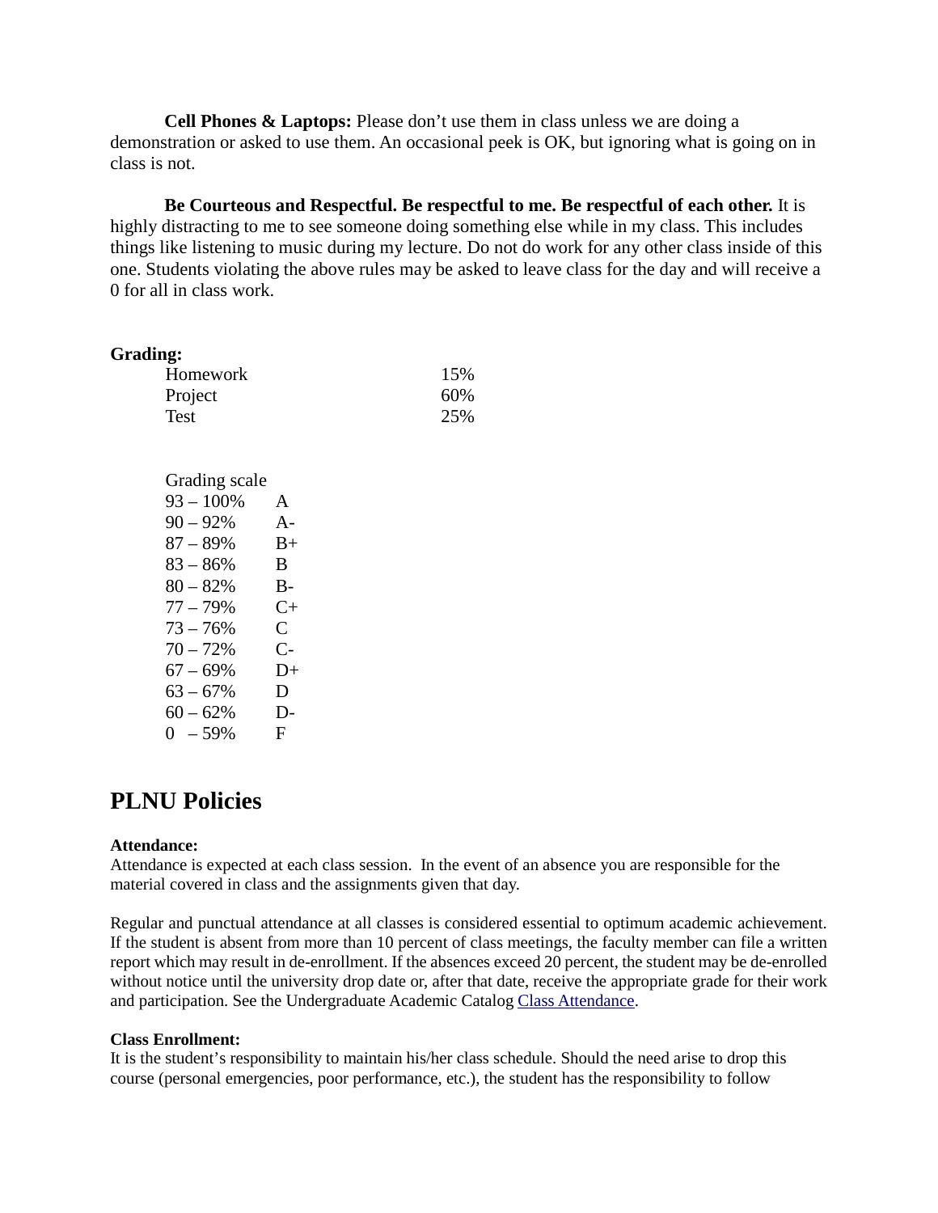**Cell Phones & Laptops:** Please don't use them in class unless we are doing a demonstration or asked to use them. An occasional peek is OK, but ignoring what is going on in class is not.

**Be Courteous and Respectful. Be respectful to me. Be respectful of each other.** It is highly distracting to me to see someone doing something else while in my class. This includes things like listening to music during my lecture. Do not do work for any other class inside of this one. Students violating the above rules may be asked to leave class for the day and will receive a 0 for all in class work.

**Grading:**

| | |
|---|---|
| Homework | 15% |
| Project | 60% |
| Test | 25% |

Grading scale

| | |
|---|---|
| 93 – 100% | A |
| 90 – 92% | A- |
| 87 – 89% | B+ |
| 83 – 86% | B |
| 80 – 82% | B- |
| 77 – 79% | C+ |
| 73 – 76% | C |
| 70 – 72% | C- |
| 67 – 69% | D+ |
| 63 – 67% | D |
| 60 – 62% | D- |
| 0 – 59% | F |

## PLNU Policies

**Attendance:**
Attendance is expected at each class session. In the event of an absence you are responsible for the material covered in class and the assignments given that day.

Regular and punctual attendance at all classes is considered essential to optimum academic achievement. If the student is absent from more than 10 percent of class meetings, the faculty member can file a written report which may result in de-enrollment. If the absences exceed 20 percent, the student may be de-enrolled without notice until the university drop date or, after that date, receive the appropriate grade for their work and participation. See the Undergraduate Academic Catalog Class Attendance.

**Class Enrollment:**
It is the student's responsibility to maintain his/her class schedule. Should the need arise to drop this course (personal emergencies, poor performance, etc.), the student has the responsibility to follow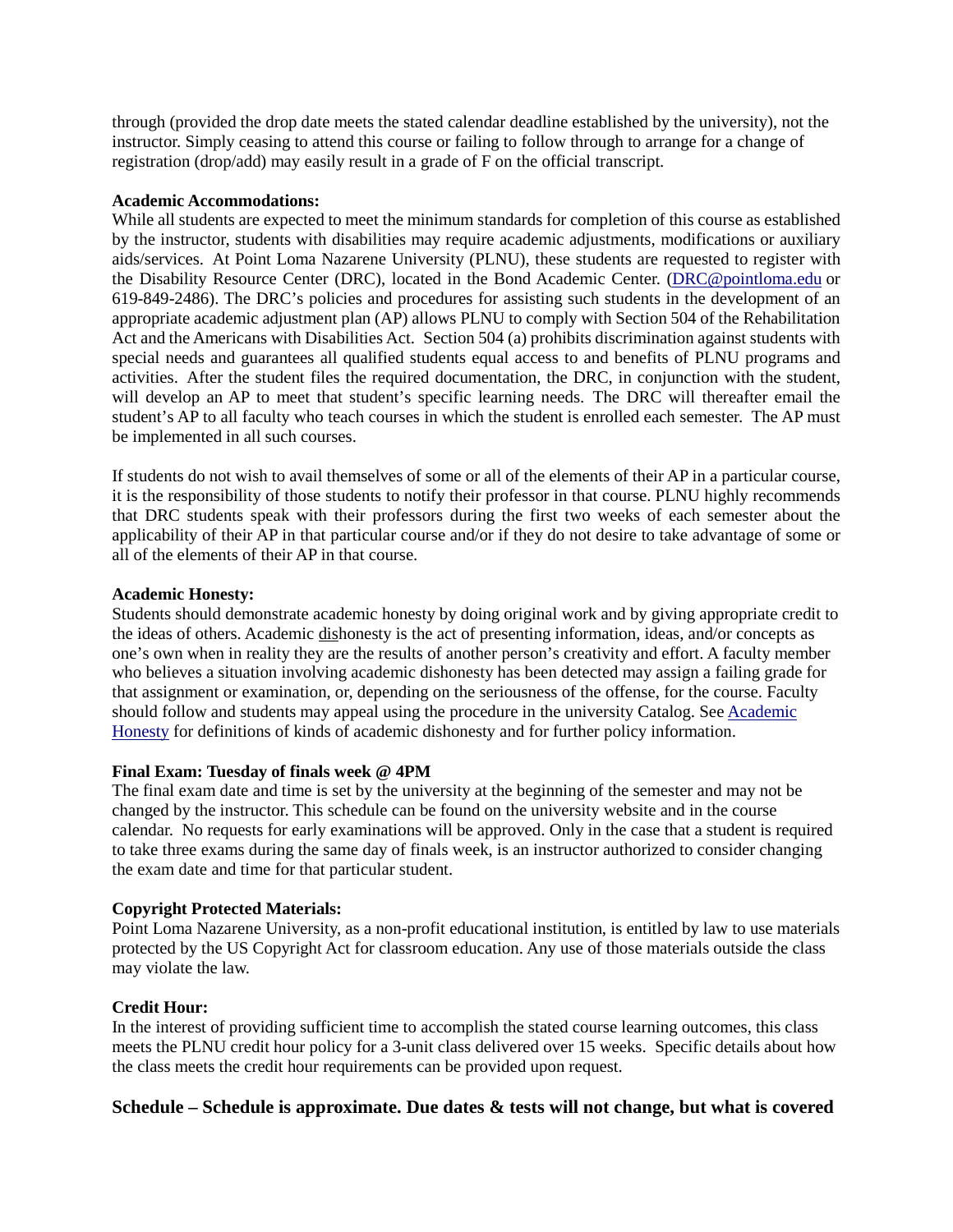through (provided the drop date meets the stated calendar deadline established by the university), not the instructor. Simply ceasing to attend this course or failing to follow through to arrange for a change of registration (drop/add) may easily result in a grade of F on the official transcript.

**Academic Accommodations:**
While all students are expected to meet the minimum standards for completion of this course as established by the instructor, students with disabilities may require academic adjustments, modifications or auxiliary aids/services. At Point Loma Nazarene University (PLNU), these students are requested to register with the Disability Resource Center (DRC), located in the Bond Academic Center. (DRC@pointloma.edu or 619-849-2486). The DRC's policies and procedures for assisting such students in the development of an appropriate academic adjustment plan (AP) allows PLNU to comply with Section 504 of the Rehabilitation Act and the Americans with Disabilities Act. Section 504 (a) prohibits discrimination against students with special needs and guarantees all qualified students equal access to and benefits of PLNU programs and activities. After the student files the required documentation, the DRC, in conjunction with the student, will develop an AP to meet that student's specific learning needs. The DRC will thereafter email the student's AP to all faculty who teach courses in which the student is enrolled each semester. The AP must be implemented in all such courses.

If students do not wish to avail themselves of some or all of the elements of their AP in a particular course, it is the responsibility of those students to notify their professor in that course. PLNU highly recommends that DRC students speak with their professors during the first two weeks of each semester about the applicability of their AP in that particular course and/or if they do not desire to take advantage of some or all of the elements of their AP in that course.

**Academic Honesty:**
Students should demonstrate academic honesty by doing original work and by giving appropriate credit to the ideas of others. Academic <u>dis</u>honesty is the act of presenting information, ideas, and/or concepts as one's own when in reality they are the results of another person's creativity and effort. A faculty member who believes a situation involving academic dishonesty has been detected may assign a failing grade for that assignment or examination, or, depending on the seriousness of the offense, for the course. Faculty should follow and students may appeal using the procedure in the university Catalog. See Academic Honesty for definitions of kinds of academic dishonesty and for further policy information.

**Final Exam: Tuesday of finals week @ 4PM**
The final exam date and time is set by the university at the beginning of the semester and may not be changed by the instructor. This schedule can be found on the university website and in the course calendar. No requests for early examinations will be approved. Only in the case that a student is required to take three exams during the same day of finals week, is an instructor authorized to consider changing the exam date and time for that particular student.

**Copyright Protected Materials:**
Point Loma Nazarene University, as a non-profit educational institution, is entitled by law to use materials protected by the US Copyright Act for classroom education. Any use of those materials outside the class may violate the law.

**Credit Hour:**
In the interest of providing sufficient time to accomplish the stated course learning outcomes, this class meets the PLNU credit hour policy for a 3-unit class delivered over 15 weeks. Specific details about how the class meets the credit hour requirements can be provided upon request.

## Schedule – Schedule is approximate. Due dates & tests will not change, but what is covered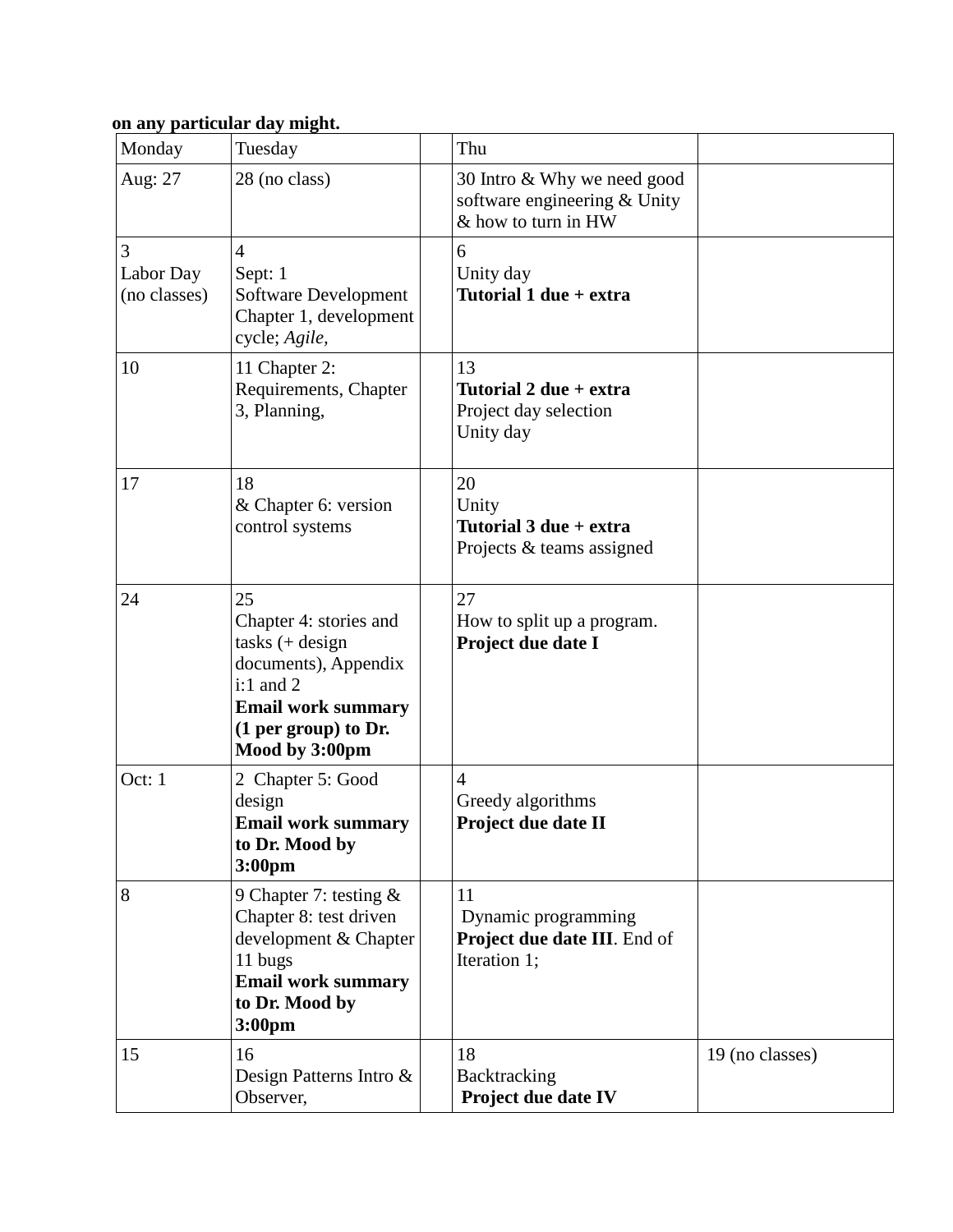**on any particular day might.**

| Monday | Tuesday | | Thu | |
|---|---|---|---|---|
| Aug: 27 | 28 (no class) | | 30 Intro & Why we need good software engineering & Unity & how to turn in HW | |
| 3<br>Labor Day (no classes) | 4<br>Sept: 1<br>Software Development Chapter 1, development cycle; *Agile*, | | 6<br>Unity day<br>**Tutorial 1 due + extra** | |
| 10 | 11 Chapter 2: Requirements, Chapter 3, Planning, | | 13<br>**Tutorial 2 due + extra**<br>Project day selection<br>Unity day | |
| 17 | 18<br>& Chapter 6: version control systems | | 20<br>Unity<br>**Tutorial 3 due + extra**<br>Projects & teams assigned | |
| 24 | 25<br>Chapter 4: stories and tasks (+ design documents), Appendix i:1 and 2<br>**Email work summary (1 per group) to Dr. Mood by 3:00pm** | | 27<br>How to split up a program.<br>**Project due date I** | |
| Oct: 1 | 2 Chapter 5: Good design<br>**Email work summary to Dr. Mood by 3:00pm** | | 4<br>Greedy algorithms<br>**Project due date II** | |
| 8 | 9 Chapter 7: testing & Chapter 8: test driven development & Chapter 11 bugs<br>**Email work summary to Dr. Mood by 3:00pm** | | 11<br>Dynamic programming<br>**Project due date III**. End of Iteration 1; | |
| 15 | 16<br>Design Patterns Intro & Observer, | | 18<br>Backtracking<br>**Project due date IV** | 19 (no classes) |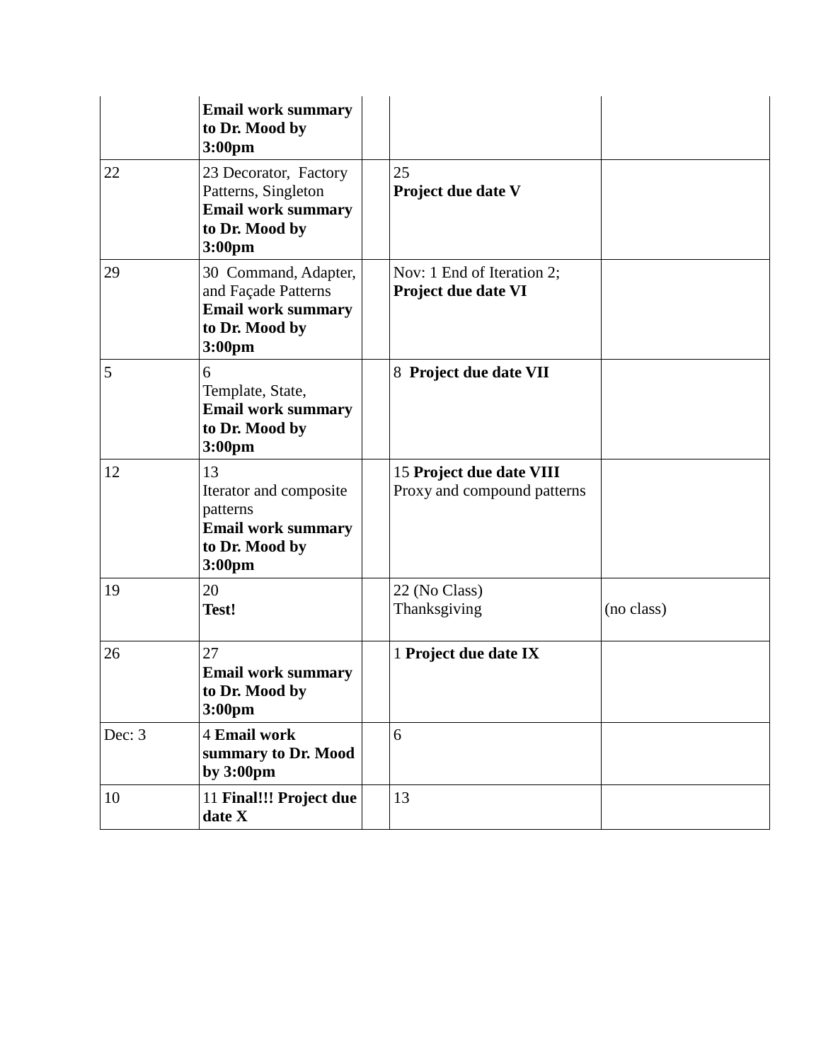| | | | | |
|---|---|---|---|---|
| | **Email work summary to Dr. Mood by 3:00pm** | | | |
| 22 | 23 Decorator, Factory Patterns, Singleton **Email work summary to Dr. Mood by 3:00pm** | | 25 **Project due date V** | |
| 29 | 30 Command, Adapter, and Façade Patterns **Email work summary to Dr. Mood by 3:00pm** | | Nov: 1 End of Iteration 2; **Project due date VI** | |
| 5 | 6 Template, State, **Email work summary to Dr. Mood by 3:00pm** | | 8 **Project due date VII** | |
| 12 | 13 Iterator and composite patterns **Email work summary to Dr. Mood by 3:00pm** | | 15 **Project due date VIII** Proxy and compound patterns | |
| 19 | 20 **Test!** | | 22 (No Class) Thanksgiving | (no class) |
| 26 | 27 **Email work summary to Dr. Mood by 3:00pm** | | 1 **Project due date IX** | |
| Dec: 3 | 4 **Email work summary to Dr. Mood by 3:00pm** | | 6 | |
| 10 | 11 **Final!!! Project due date X** | | 13 | |